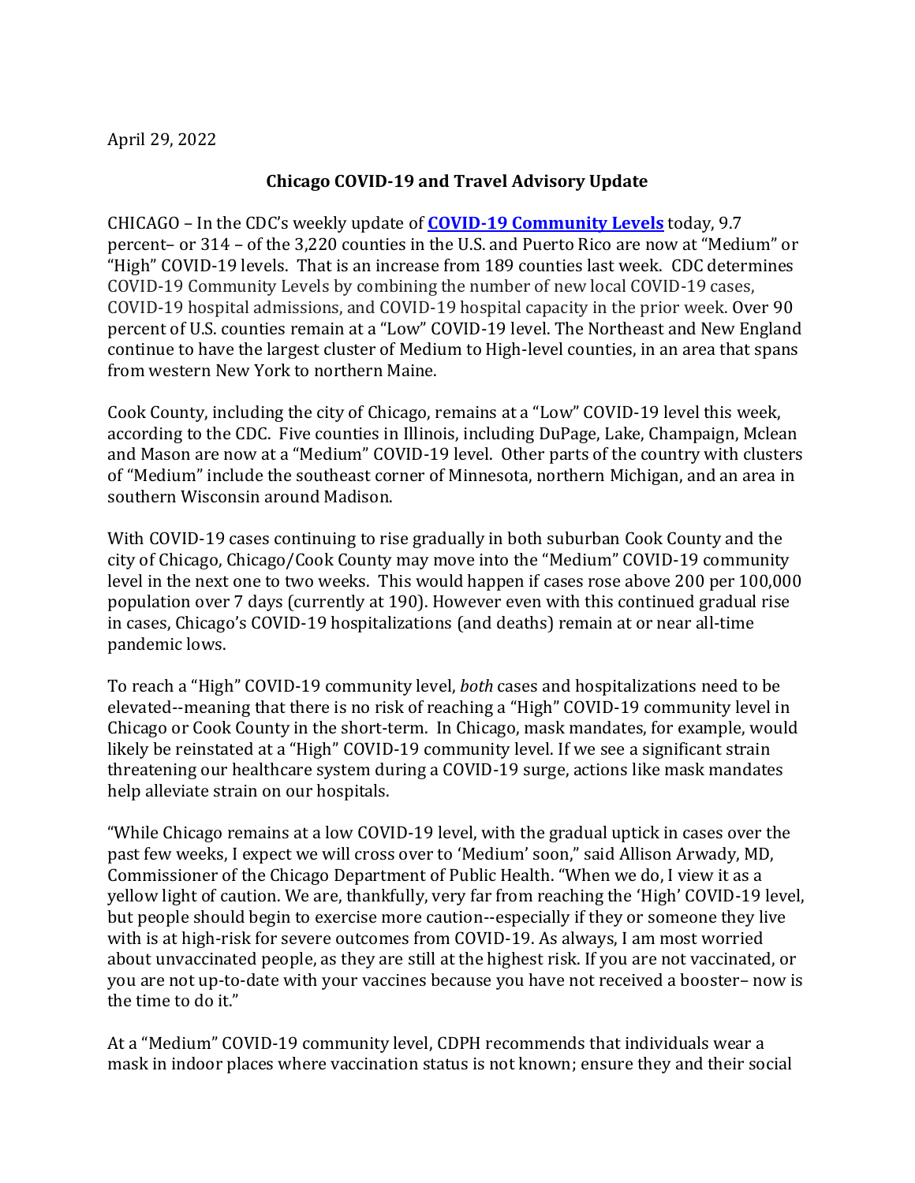April 29, 2022

**Chicago COVID-19 and Travel Advisory Update**

CHICAGO – In the CDC's weekly update of **COVID-19 Community Levels** today, 9.7 percent– or 314 – of the 3,220 counties in the U.S. and Puerto Rico are now at "Medium" or "High" COVID-19 levels. That is an increase from 189 counties last week. CDC determines COVID-19 Community Levels by combining the number of new local COVID-19 cases, COVID-19 hospital admissions, and COVID-19 hospital capacity in the prior week. Over 90 percent of U.S. counties remain at a "Low" COVID-19 level. The Northeast and New England continue to have the largest cluster of Medium to High-level counties, in an area that spans from western New York to northern Maine.

Cook County, including the city of Chicago, remains at a "Low" COVID-19 level this week, according to the CDC. Five counties in Illinois, including DuPage, Lake, Champaign, Mclean and Mason are now at a "Medium" COVID-19 level. Other parts of the country with clusters of "Medium" include the southeast corner of Minnesota, northern Michigan, and an area in southern Wisconsin around Madison.

With COVID-19 cases continuing to rise gradually in both suburban Cook County and the city of Chicago, Chicago/Cook County may move into the "Medium" COVID-19 community level in the next one to two weeks. This would happen if cases rose above 200 per 100,000 population over 7 days (currently at 190). However even with this continued gradual rise in cases, Chicago's COVID-19 hospitalizations (and deaths) remain at or near all-time pandemic lows.

To reach a "High" COVID-19 community level, *both* cases and hospitalizations need to be elevated--meaning that there is no risk of reaching a "High" COVID-19 community level in Chicago or Cook County in the short-term. In Chicago, mask mandates, for example, would likely be reinstated at a "High" COVID-19 community level. If we see a significant strain threatening our healthcare system during a COVID-19 surge, actions like mask mandates help alleviate strain on our hospitals.

"While Chicago remains at a low COVID-19 level, with the gradual uptick in cases over the past few weeks, I expect we will cross over to 'Medium' soon," said Allison Arwady, MD, Commissioner of the Chicago Department of Public Health. "When we do, I view it as a yellow light of caution. We are, thankfully, very far from reaching the 'High' COVID-19 level, but people should begin to exercise more caution--especially if they or someone they live with is at high-risk for severe outcomes from COVID-19. As always, I am most worried about unvaccinated people, as they are still at the highest risk. If you are not vaccinated, or you are not up-to-date with your vaccines because you have not received a booster– now is the time to do it."

At a "Medium" COVID-19 community level, CDPH recommends that individuals wear a mask in indoor places where vaccination status is not known; ensure they and their social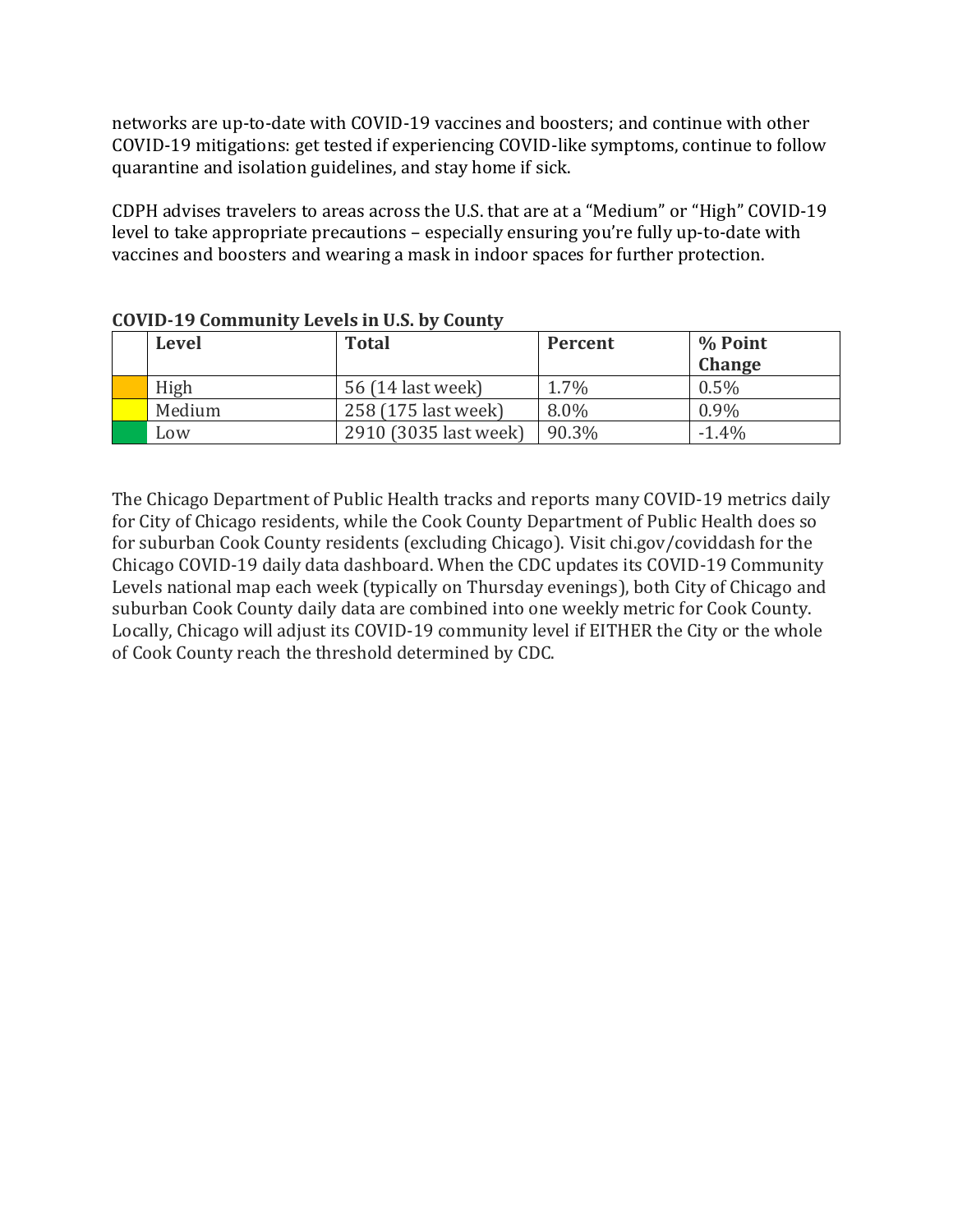networks are up-to-date with COVID-19 vaccines and boosters; and continue with other COVID-19 mitigations: get tested if experiencing COVID-like symptoms, continue to follow quarantine and isolation guidelines, and stay home if sick.

CDPH advises travelers to areas across the U.S. that are at a "Medium" or "High" COVID-19 level to take appropriate precautions – especially ensuring you're fully up-to-date with vaccines and boosters and wearing a mask in indoor spaces for further protection.

**COVID-19 Community Levels in U.S. by County**

| | Level | Total | Percent | % Point Change |
|---|---|---|---|---|
| | High | 56 (14 last week) | 1.7% | 0.5% |
| | Medium | 258 (175 last week) | 8.0% | 0.9% |
| | Low | 2910 (3035 last week) | 90.3% | -1.4% |

The Chicago Department of Public Health tracks and reports many COVID-19 metrics daily for City of Chicago residents, while the Cook County Department of Public Health does so for suburban Cook County residents (excluding Chicago). Visit chi.gov/coviddash for the Chicago COVID-19 daily data dashboard. When the CDC updates its COVID-19 Community Levels national map each week (typically on Thursday evenings), both City of Chicago and suburban Cook County daily data are combined into one weekly metric for Cook County. Locally, Chicago will adjust its COVID-19 community level if EITHER the City or the whole of Cook County reach the threshold determined by CDC.